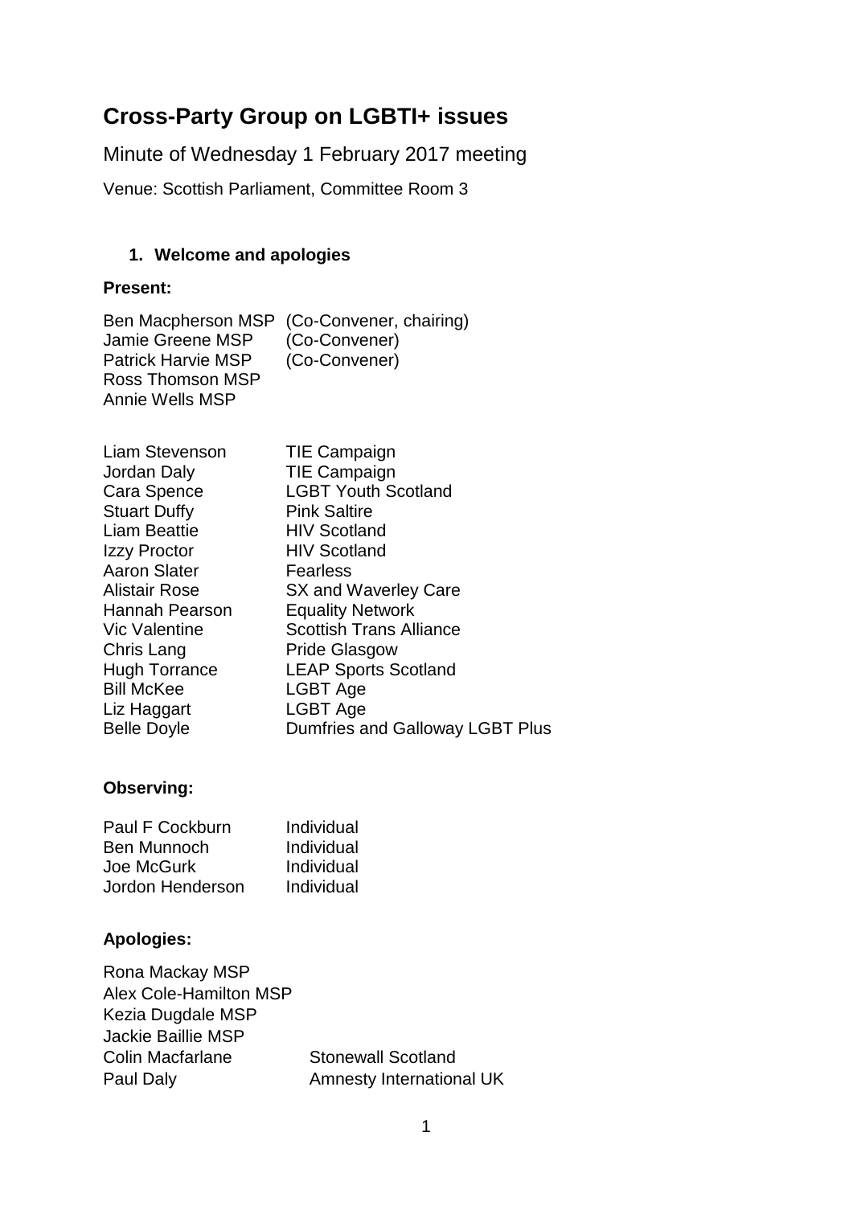# Cross-Party Group on LGBTI+ issues

Minute of Wednesday 1 February 2017 meeting

Venue: Scottish Parliament, Committee Room 3

## 1. Welcome and apologies

**Present:**

| | |
|---|---|
| Ben Macpherson MSP | (Co-Convener, chairing) |
| Jamie Greene MSP | (Co-Convener) |
| Patrick Harvie MSP | (Co-Convener) |
| Ross Thomson MSP | |
| Annie Wells MSP | |

| | |
|---|---|
| Liam Stevenson | TIE Campaign |
| Jordan Daly | TIE Campaign |
| Cara Spence | LGBT Youth Scotland |
| Stuart Duffy | Pink Saltire |
| Liam Beattie | HIV Scotland |
| Izzy Proctor | HIV Scotland |
| Aaron Slater | Fearless |
| Alistair Rose | SX and Waverley Care |
| Hannah Pearson | Equality Network |
| Vic Valentine | Scottish Trans Alliance |
| Chris Lang | Pride Glasgow |
| Hugh Torrance | LEAP Sports Scotland |
| Bill McKee | LGBT Age |
| Liz Haggart | LGBT Age |
| Belle Doyle | Dumfries and Galloway LGBT Plus |

**Observing:**

| | |
|---|---|
| Paul F Cockburn | Individual |
| Ben Munnoch | Individual |
| Joe McGurk | Individual |
| Jordon Henderson | Individual |

**Apologies:**

| | |
|---|---|
| Rona Mackay MSP | |
| Alex Cole-Hamilton MSP | |
| Kezia Dugdale MSP | |
| Jackie Baillie MSP | |
| Colin Macfarlane | Stonewall Scotland |
| Paul Daly | Amnesty International UK |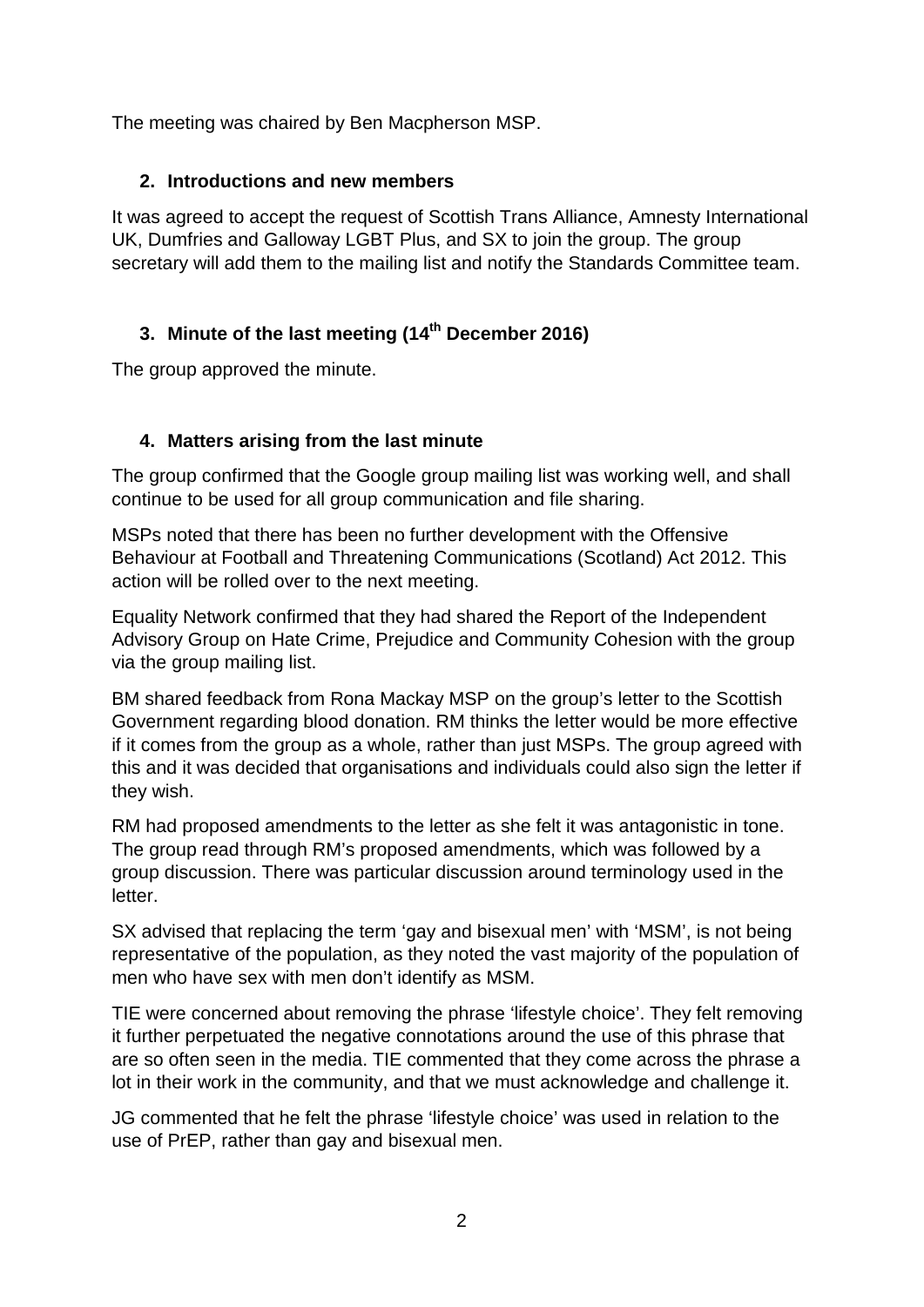The meeting was chaired by Ben Macpherson MSP.

## 2. Introductions and new members

It was agreed to accept the request of Scottish Trans Alliance, Amnesty International UK, Dumfries and Galloway LGBT Plus, and SX to join the group. The group secretary will add them to the mailing list and notify the Standards Committee team.

## 3. Minute of the last meeting (14th December 2016)

The group approved the minute.

## 4. Matters arising from the last minute

The group confirmed that the Google group mailing list was working well, and shall continue to be used for all group communication and file sharing.

MSPs noted that there has been no further development with the Offensive Behaviour at Football and Threatening Communications (Scotland) Act 2012. This action will be rolled over to the next meeting.

Equality Network confirmed that they had shared the Report of the Independent Advisory Group on Hate Crime, Prejudice and Community Cohesion with the group via the group mailing list.

BM shared feedback from Rona Mackay MSP on the group's letter to the Scottish Government regarding blood donation. RM thinks the letter would be more effective if it comes from the group as a whole, rather than just MSPs. The group agreed with this and it was decided that organisations and individuals could also sign the letter if they wish.

RM had proposed amendments to the letter as she felt it was antagonistic in tone. The group read through RM's proposed amendments, which was followed by a group discussion. There was particular discussion around terminology used in the letter.

SX advised that replacing the term 'gay and bisexual men' with 'MSM', is not being representative of the population, as they noted the vast majority of the population of men who have sex with men don't identify as MSM.

TIE were concerned about removing the phrase 'lifestyle choice'. They felt removing it further perpetuated the negative connotations around the use of this phrase that are so often seen in the media. TIE commented that they come across the phrase a lot in their work in the community, and that we must acknowledge and challenge it.

JG commented that he felt the phrase 'lifestyle choice' was used in relation to the use of PrEP, rather than gay and bisexual men.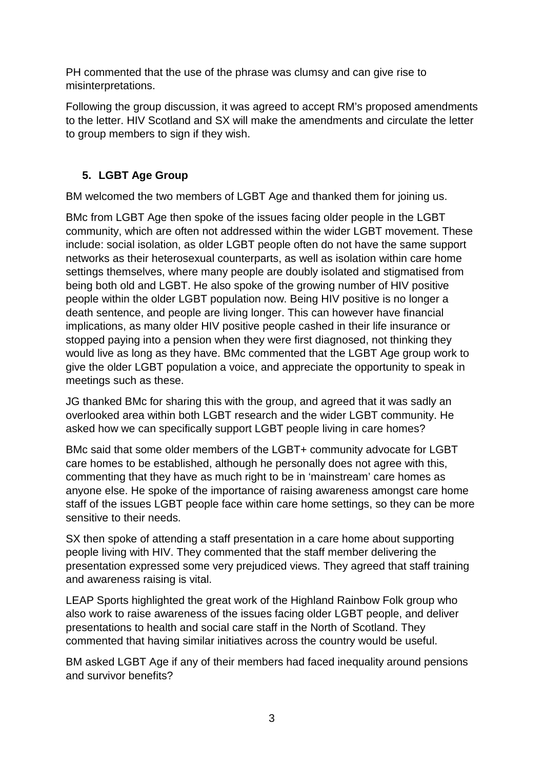PH commented that the use of the phrase was clumsy and can give rise to misinterpretations.

Following the group discussion, it was agreed to accept RM's proposed amendments to the letter. HIV Scotland and SX will make the amendments and circulate the letter to group members to sign if they wish.

5. **LGBT Age Group**

BM welcomed the two members of LGBT Age and thanked them for joining us.

BMc from LGBT Age then spoke of the issues facing older people in the LGBT community, which are often not addressed within the wider LGBT movement. These include: social isolation, as older LGBT people often do not have the same support networks as their heterosexual counterparts, as well as isolation within care home settings themselves, where many people are doubly isolated and stigmatised from being both old and LGBT. He also spoke of the growing number of HIV positive people within the older LGBT population now. Being HIV positive is no longer a death sentence, and people are living longer. This can however have financial implications, as many older HIV positive people cashed in their life insurance or stopped paying into a pension when they were first diagnosed, not thinking they would live as long as they have. BMc commented that the LGBT Age group work to give the older LGBT population a voice, and appreciate the opportunity to speak in meetings such as these.

JG thanked BMc for sharing this with the group, and agreed that it was sadly an overlooked area within both LGBT research and the wider LGBT community. He asked how we can specifically support LGBT people living in care homes?

BMc said that some older members of the LGBT+ community advocate for LGBT care homes to be established, although he personally does not agree with this, commenting that they have as much right to be in 'mainstream' care homes as anyone else. He spoke of the importance of raising awareness amongst care home staff of the issues LGBT people face within care home settings, so they can be more sensitive to their needs.

SX then spoke of attending a staff presentation in a care home about supporting people living with HIV. They commented that the staff member delivering the presentation expressed some very prejudiced views. They agreed that staff training and awareness raising is vital.

LEAP Sports highlighted the great work of the Highland Rainbow Folk group who also work to raise awareness of the issues facing older LGBT people, and deliver presentations to health and social care staff in the North of Scotland. They commented that having similar initiatives across the country would be useful.

BM asked LGBT Age if any of their members had faced inequality around pensions and survivor benefits?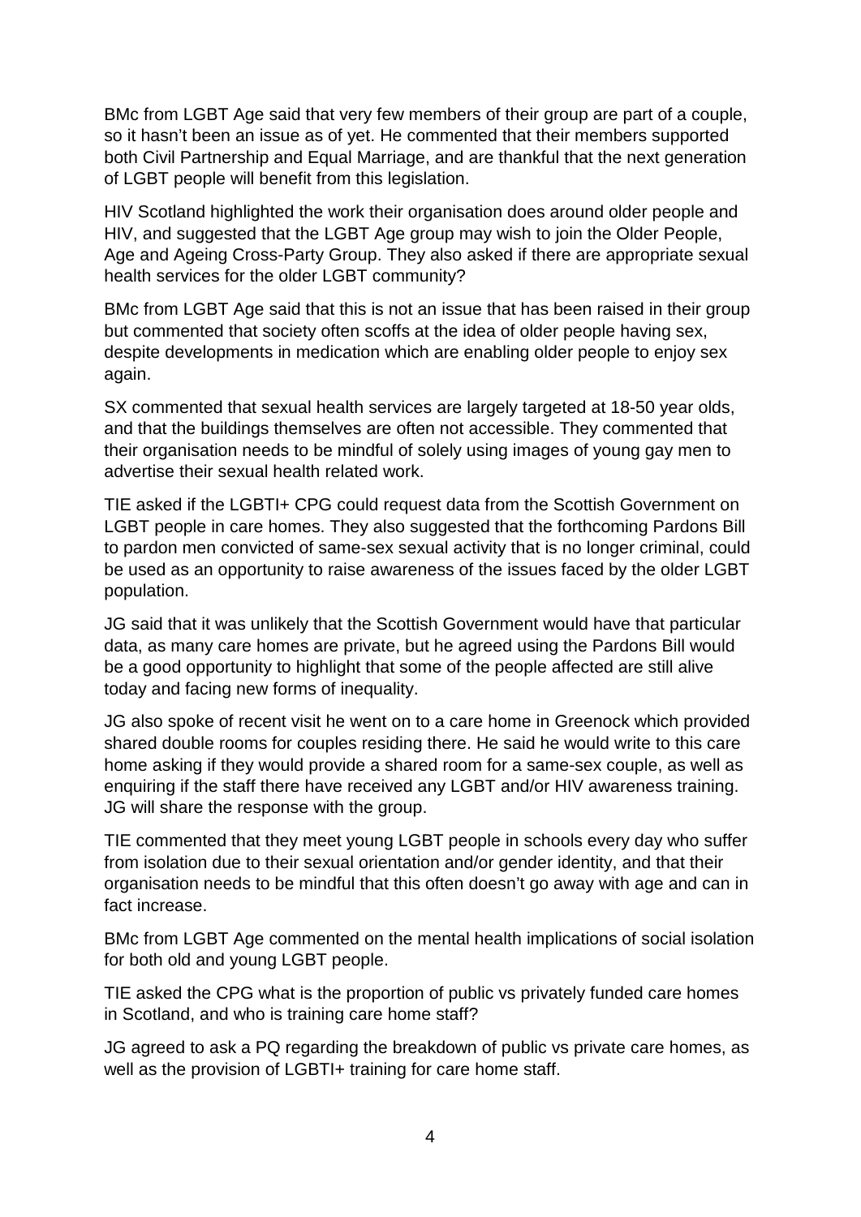BMc from LGBT Age said that very few members of their group are part of a couple, so it hasn't been an issue as of yet. He commented that their members supported both Civil Partnership and Equal Marriage, and are thankful that the next generation of LGBT people will benefit from this legislation.

HIV Scotland highlighted the work their organisation does around older people and HIV, and suggested that the LGBT Age group may wish to join the Older People, Age and Ageing Cross-Party Group. They also asked if there are appropriate sexual health services for the older LGBT community?

BMc from LGBT Age said that this is not an issue that has been raised in their group but commented that society often scoffs at the idea of older people having sex, despite developments in medication which are enabling older people to enjoy sex again.

SX commented that sexual health services are largely targeted at 18-50 year olds, and that the buildings themselves are often not accessible. They commented that their organisation needs to be mindful of solely using images of young gay men to advertise their sexual health related work.

TIE asked if the LGBTI+ CPG could request data from the Scottish Government on LGBT people in care homes. They also suggested that the forthcoming Pardons Bill to pardon men convicted of same-sex sexual activity that is no longer criminal, could be used as an opportunity to raise awareness of the issues faced by the older LGBT population.

JG said that it was unlikely that the Scottish Government would have that particular data, as many care homes are private, but he agreed using the Pardons Bill would be a good opportunity to highlight that some of the people affected are still alive today and facing new forms of inequality.

JG also spoke of recent visit he went on to a care home in Greenock which provided shared double rooms for couples residing there. He said he would write to this care home asking if they would provide a shared room for a same-sex couple, as well as enquiring if the staff there have received any LGBT and/or HIV awareness training. JG will share the response with the group.

TIE commented that they meet young LGBT people in schools every day who suffer from isolation due to their sexual orientation and/or gender identity, and that their organisation needs to be mindful that this often doesn't go away with age and can in fact increase.

BMc from LGBT Age commented on the mental health implications of social isolation for both old and young LGBT people.

TIE asked the CPG what is the proportion of public vs privately funded care homes in Scotland, and who is training care home staff?

JG agreed to ask a PQ regarding the breakdown of public vs private care homes, as well as the provision of LGBTI+ training for care home staff.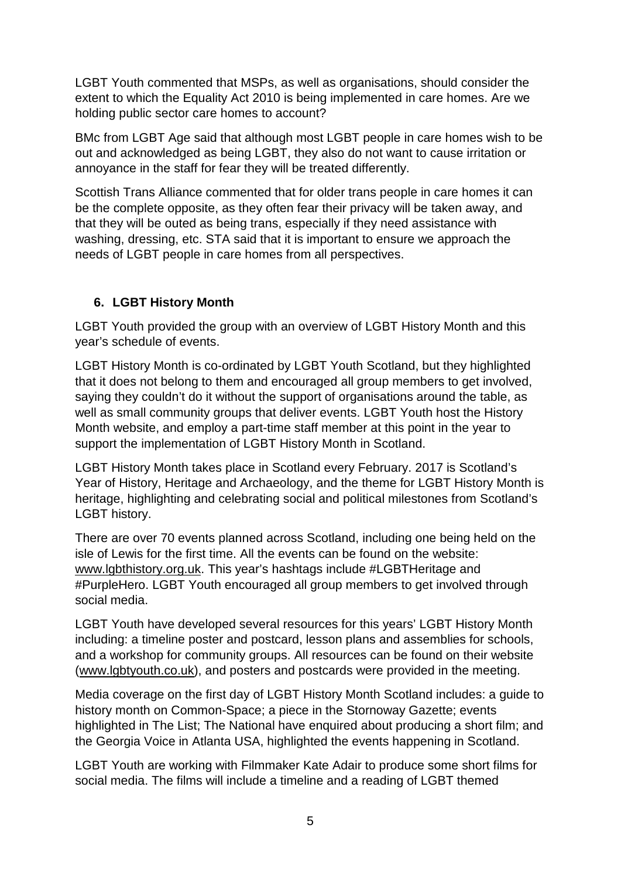LGBT Youth commented that MSPs, as well as organisations, should consider the extent to which the Equality Act 2010 is being implemented in care homes. Are we holding public sector care homes to account?

BMc from LGBT Age said that although most LGBT people in care homes wish to be out and acknowledged as being LGBT, they also do not want to cause irritation or annoyance in the staff for fear they will be treated differently.

Scottish Trans Alliance commented that for older trans people in care homes it can be the complete opposite, as they often fear their privacy will be taken away, and that they will be outed as being trans, especially if they need assistance with washing, dressing, etc. STA said that it is important to ensure we approach the needs of LGBT people in care homes from all perspectives.

## 6. LGBT History Month

LGBT Youth provided the group with an overview of LGBT History Month and this year's schedule of events.

LGBT History Month is co-ordinated by LGBT Youth Scotland, but they highlighted that it does not belong to them and encouraged all group members to get involved, saying they couldn't do it without the support of organisations around the table, as well as small community groups that deliver events. LGBT Youth host the History Month website, and employ a part-time staff member at this point in the year to support the implementation of LGBT History Month in Scotland.

LGBT History Month takes place in Scotland every February. 2017 is Scotland's Year of History, Heritage and Archaeology, and the theme for LGBT History Month is heritage, highlighting and celebrating social and political milestones from Scotland's LGBT history.

There are over 70 events planned across Scotland, including one being held on the isle of Lewis for the first time. All the events can be found on the website: www.lgbthistory.org.uk. This year's hashtags include #LGBTHeritage and #PurpleHero. LGBT Youth encouraged all group members to get involved through social media.

LGBT Youth have developed several resources for this years' LGBT History Month including: a timeline poster and postcard, lesson plans and assemblies for schools, and a workshop for community groups. All resources can be found on their website (www.lgbtyouth.co.uk), and posters and postcards were provided in the meeting.

Media coverage on the first day of LGBT History Month Scotland includes: a guide to history month on Common-Space; a piece in the Stornoway Gazette; events highlighted in The List; The National have enquired about producing a short film; and the Georgia Voice in Atlanta USA, highlighted the events happening in Scotland.

LGBT Youth are working with Filmmaker Kate Adair to produce some short films for social media. The films will include a timeline and a reading of LGBT themed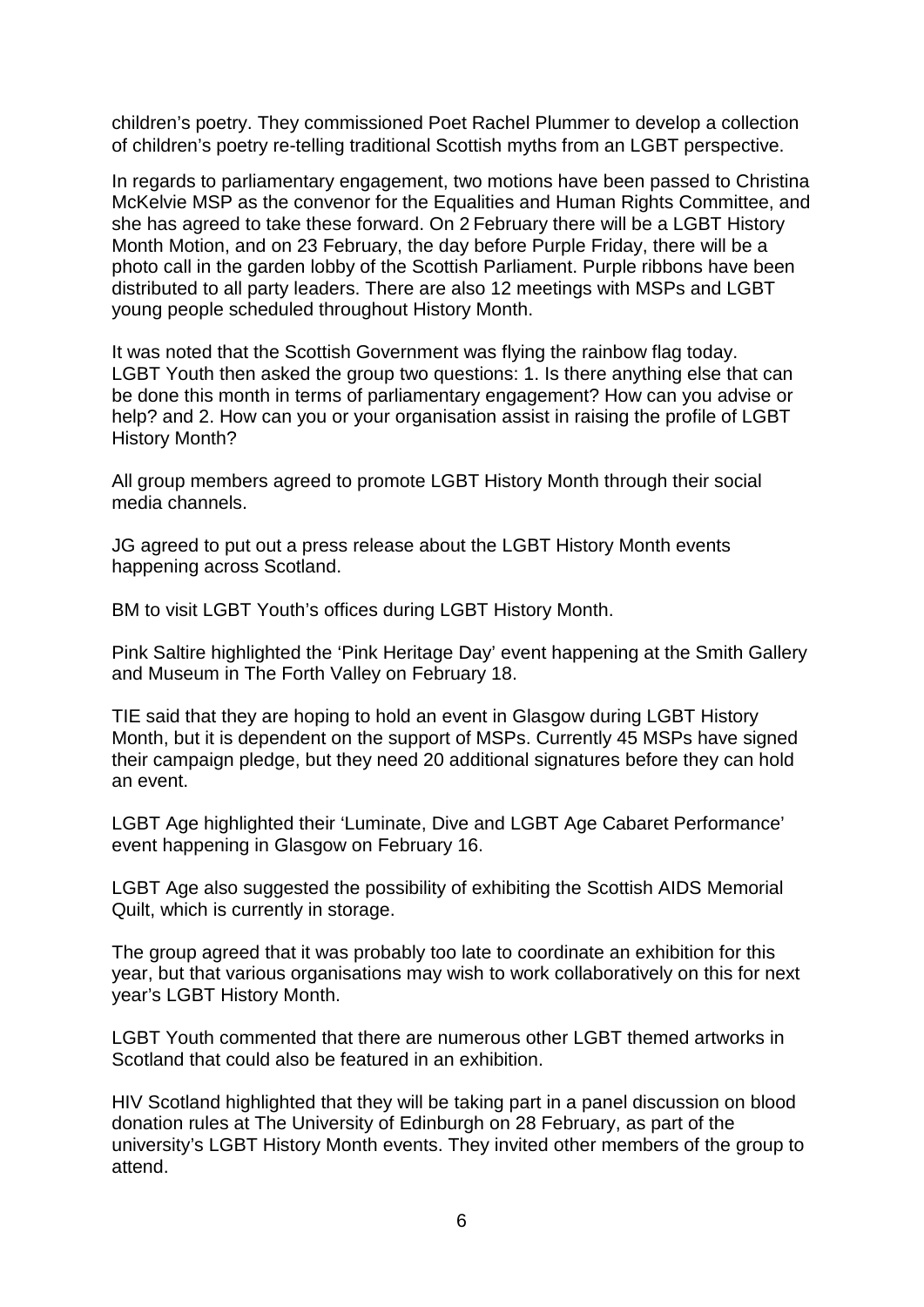children's poetry. They commissioned Poet Rachel Plummer to develop a collection of children's poetry re-telling traditional Scottish myths from an LGBT perspective.

In regards to parliamentary engagement, two motions have been passed to Christina McKelvie MSP as the convenor for the Equalities and Human Rights Committee, and she has agreed to take these forward. On 2 February there will be a LGBT History Month Motion, and on 23 February, the day before Purple Friday, there will be a photo call in the garden lobby of the Scottish Parliament. Purple ribbons have been distributed to all party leaders. There are also 12 meetings with MSPs and LGBT young people scheduled throughout History Month.

It was noted that the Scottish Government was flying the rainbow flag today. LGBT Youth then asked the group two questions: 1. Is there anything else that can be done this month in terms of parliamentary engagement? How can you advise or help? and 2. How can you or your organisation assist in raising the profile of LGBT History Month?

All group members agreed to promote LGBT History Month through their social media channels.

JG agreed to put out a press release about the LGBT History Month events happening across Scotland.

BM to visit LGBT Youth's offices during LGBT History Month.

Pink Saltire highlighted the 'Pink Heritage Day' event happening at the Smith Gallery and Museum in The Forth Valley on February 18.

TIE said that they are hoping to hold an event in Glasgow during LGBT History Month, but it is dependent on the support of MSPs. Currently 45 MSPs have signed their campaign pledge, but they need 20 additional signatures before they can hold an event.

LGBT Age highlighted their 'Luminate, Dive and LGBT Age Cabaret Performance' event happening in Glasgow on February 16.

LGBT Age also suggested the possibility of exhibiting the Scottish AIDS Memorial Quilt, which is currently in storage.

The group agreed that it was probably too late to coordinate an exhibition for this year, but that various organisations may wish to work collaboratively on this for next year's LGBT History Month.

LGBT Youth commented that there are numerous other LGBT themed artworks in Scotland that could also be featured in an exhibition.

HIV Scotland highlighted that they will be taking part in a panel discussion on blood donation rules at The University of Edinburgh on 28 February, as part of the university's LGBT History Month events. They invited other members of the group to attend.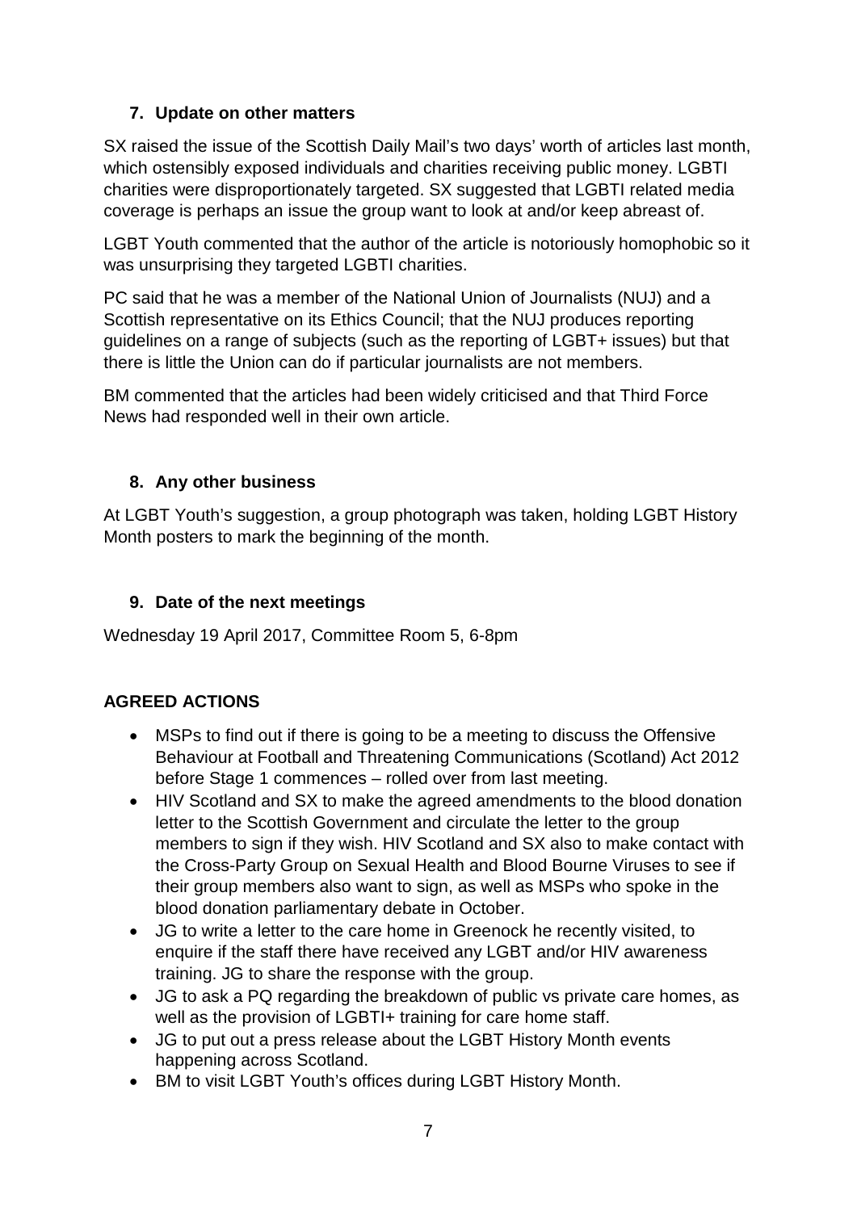## 7. Update on other matters

SX raised the issue of the Scottish Daily Mail's two days' worth of articles last month, which ostensibly exposed individuals and charities receiving public money. LGBTI charities were disproportionately targeted. SX suggested that LGBTI related media coverage is perhaps an issue the group want to look at and/or keep abreast of.

LGBT Youth commented that the author of the article is notoriously homophobic so it was unsurprising they targeted LGBTI charities.

PC said that he was a member of the National Union of Journalists (NUJ) and a Scottish representative on its Ethics Council; that the NUJ produces reporting guidelines on a range of subjects (such as the reporting of LGBT+ issues) but that there is little the Union can do if particular journalists are not members.

BM commented that the articles had been widely criticised and that Third Force News had responded well in their own article.

## 8. Any other business

At LGBT Youth's suggestion, a group photograph was taken, holding LGBT History Month posters to mark the beginning of the month.

## 9. Date of the next meetings

Wednesday 19 April 2017, Committee Room 5, 6-8pm

**AGREED ACTIONS**

- MSPs to find out if there is going to be a meeting to discuss the Offensive Behaviour at Football and Threatening Communications (Scotland) Act 2012 before Stage 1 commences – rolled over from last meeting.
- HIV Scotland and SX to make the agreed amendments to the blood donation letter to the Scottish Government and circulate the letter to the group members to sign if they wish. HIV Scotland and SX also to make contact with the Cross-Party Group on Sexual Health and Blood Bourne Viruses to see if their group members also want to sign, as well as MSPs who spoke in the blood donation parliamentary debate in October.
- JG to write a letter to the care home in Greenock he recently visited, to enquire if the staff there have received any LGBT and/or HIV awareness training. JG to share the response with the group.
- JG to ask a PQ regarding the breakdown of public vs private care homes, as well as the provision of LGBTI+ training for care home staff.
- JG to put out a press release about the LGBT History Month events happening across Scotland.
- BM to visit LGBT Youth's offices during LGBT History Month.